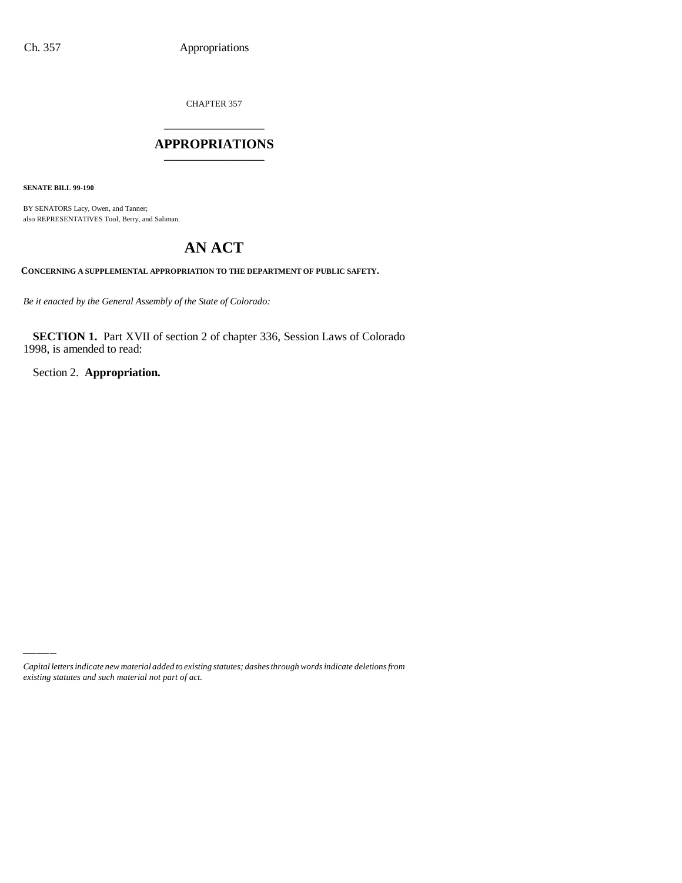CHAPTER 357

# APPROPRIATIONS

**SENATE BILL 99-190**

BY SENATORS Lacy, Owen, and Tanner;
also REPRESENTATIVES Tool, Berry, and Saliman.

# AN ACT

**CONCERNING A SUPPLEMENTAL APPROPRIATION TO THE DEPARTMENT OF PUBLIC SAFETY.**

*Be it enacted by the General Assembly of the State of Colorado:*

**SECTION 1.** Part XVII of section 2 of chapter 336, Session Laws of Colorado 1998, is amended to read:

Section 2. **Appropriation.**

*Capital letters indicate new material added to existing statutes; dashes through words indicate deletions from existing statutes and such material not part of act.*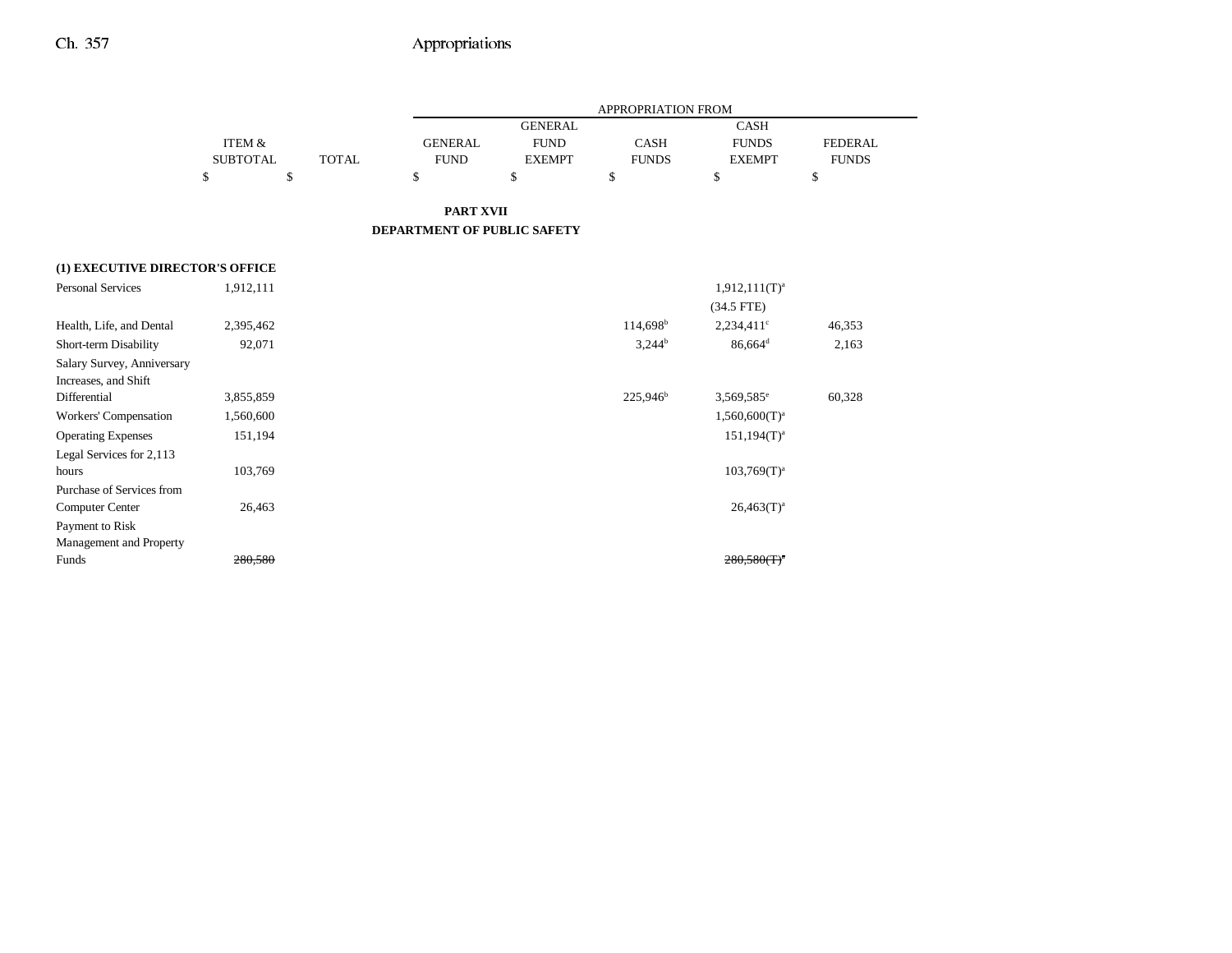| | ITEM & SUBTOTAL | TOTAL | APPROPRIATION FROM GENERAL FUND | GENERAL FUND EXEMPT | CASH FUNDS | CASH FUNDS EXEMPT | FEDERAL FUNDS |
|---|---|---|---|---|---|---|---|
| | $ | $ | $ | $ | $ | $ | $ |

**PART XVII**

**DEPARTMENT OF PUBLIC SAFETY**

| | ITEM & SUBTOTAL | TOTAL | GENERAL FUND | GENERAL FUND EXEMPT | CASH FUNDS | CASH FUNDS EXEMPT | FEDERAL FUNDS |
|---|---|---|---|---|---|---|---|
| **(1) EXECUTIVE DIRECTOR'S OFFICE** | | | | | | | |
| Personal Services | 1,912,111 | | | | | 1,912,111(T)[a] | |
| | | | | | | (34.5 FTE) | |
| Health, Life, and Dental | 2,395,462 | | | | 114,698[b] | 2,234,411[c] | 46,353 |
| Short-term Disability | 92,071 | | | | 3,244[b] | 86,664[d] | 2,163 |
| Salary Survey, Anniversary Increases, and Shift Differential | 3,855,859 | | | | 225,946[b] | 3,569,585[e] | 60,328 |
| Workers' Compensation | 1,560,600 | | | | | 1,560,600(T)[a] | |
| Operating Expenses | 151,194 | | | | | 151,194(T)[a] | |
| Legal Services for 2,113 hours | 103,769 | | | | | 103,769(T)[a] | |
| Purchase of Services from Computer Center | 26,463 | | | | | 26,463(T)[a] | |
| Payment to Risk Management and Property Funds | ~~280,580~~ | | | | | ~~280,580(T)[a]~~ | |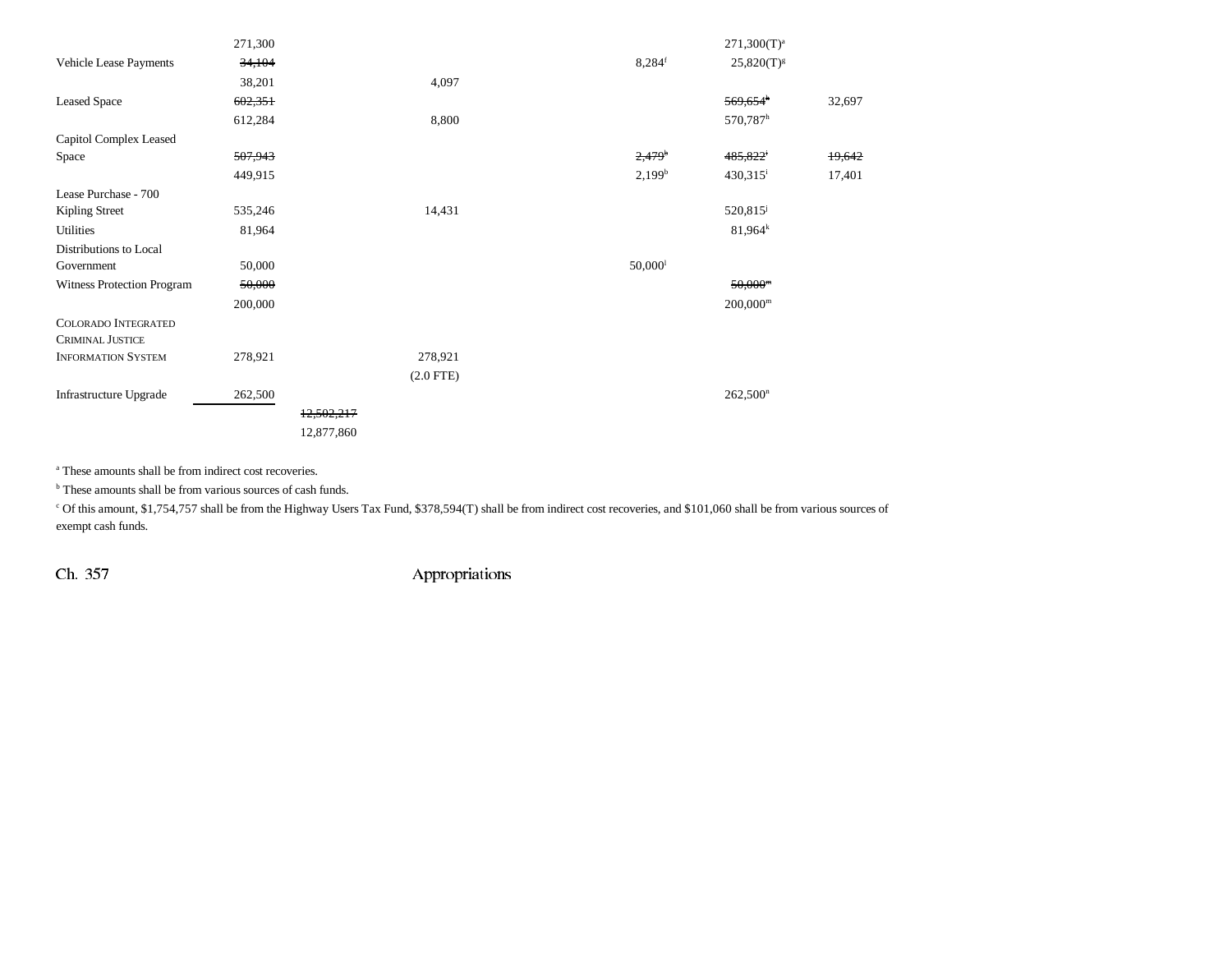| | | | | | | |
|---|---|---|---|---|---|---|
| | 271,300 | | | | 271,300(T)[a] | |
| Vehicle Lease Payments | ~~34,104~~ | | | 8,284[f] | 25,820(T)[g] | |
| | 38,201 | | 4,097 | | | |
| Leased Space | ~~602,351~~ | | | | ~~569,654[h]~~ | 32,697 |
| | 612,284 | | 8,800 | | 570,787[h] | |
| Capitol Complex Leased Space | ~~507,943~~ | | | ~~2,479[b]~~ | ~~485,822[i]~~ | ~~19,642~~ |
| | 449,915 | | | 2,199[b] | 430,315[i] | 17,401 |
| Lease Purchase - 700 Kipling Street | 535,246 | | 14,431 | | 520,815[j] | |
| Utilities | 81,964 | | | | 81,964[k] | |
| Distributions to Local Government | 50,000 | | | 50,000[l] | | |
| Witness Protection Program | ~~50,000~~ | | | | ~~50,000[m]~~ | |
| | 200,000 | | | | 200,000[m] | |
| COLORADO INTEGRATED CRIMINAL JUSTICE INFORMATION SYSTEM | 278,921 | | 278,921 | | | |
| | | | (2.0 FTE) | | | |
| Infrastructure Upgrade | 262,500 | | | | 262,500[n] | |
| | | ~~12,502,217~~ | | | | |
| | | 12,877,860 | | | | |

[a] These amounts shall be from indirect cost recoveries.

[b] These amounts shall be from various sources of cash funds.

[c] Of this amount, $1,754,757 shall be from the Highway Users Tax Fund, $378,594(T) shall be from indirect cost recoveries, and $101,060 shall be from various sources of exempt cash funds.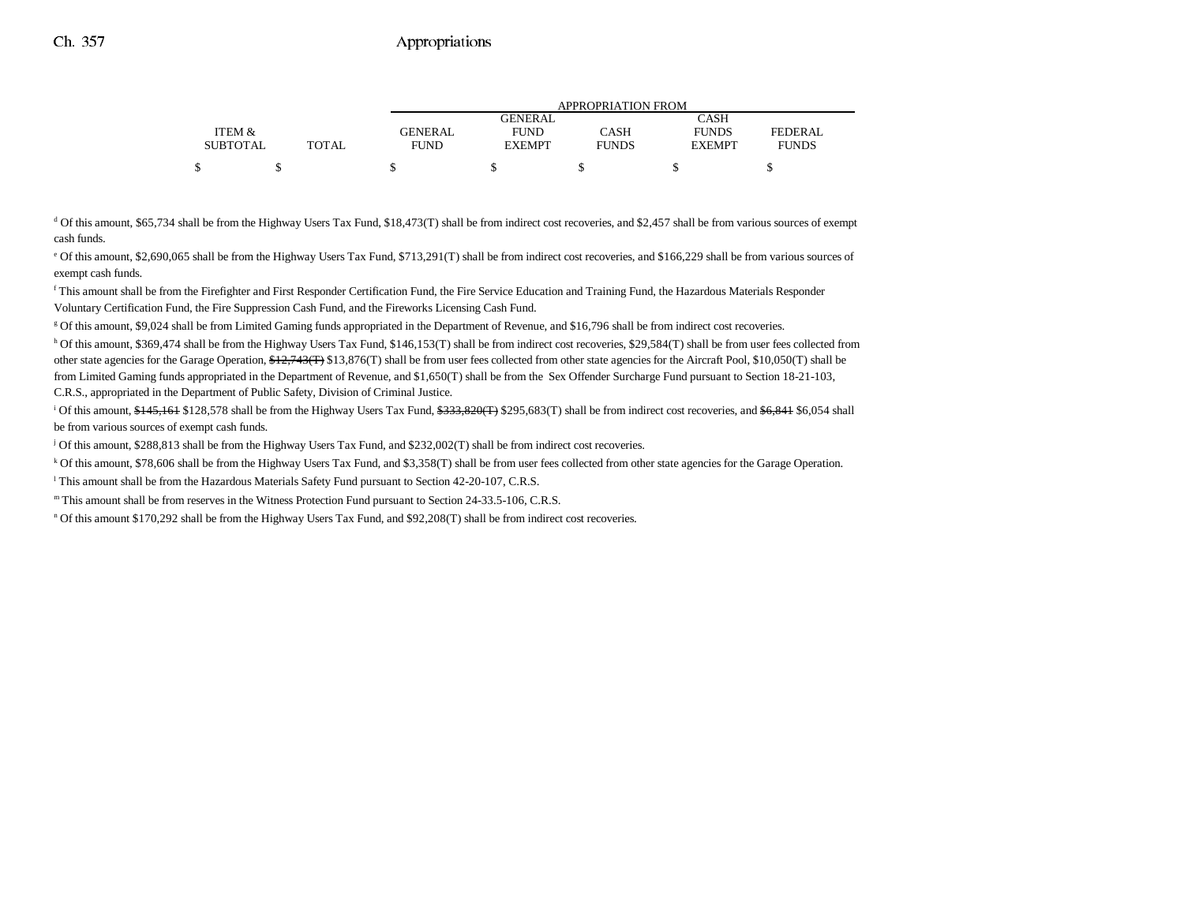| ITEM & SUBTOTAL | TOTAL | APPROPRIATION FROM GENERAL FUND | GENERAL FUND EXEMPT | CASH FUNDS | CASH FUNDS EXEMPT | FEDERAL FUNDS |
|---|---|---|---|---|---|---|
| $ | $ | $ | $ | $ | $ | $ |

[d] Of this amount, $65,734 shall be from the Highway Users Tax Fund, $18,473(T) shall be from indirect cost recoveries, and $2,457 shall be from various sources of exempt cash funds.

[e] Of this amount, $2,690,065 shall be from the Highway Users Tax Fund, $713,291(T) shall be from indirect cost recoveries, and $166,229 shall be from various sources of exempt cash funds.

[f] This amount shall be from the Firefighter and First Responder Certification Fund, the Fire Service Education and Training Fund, the Hazardous Materials Responder Voluntary Certification Fund, the Fire Suppression Cash Fund, and the Fireworks Licensing Cash Fund.

[g] Of this amount, $9,024 shall be from Limited Gaming funds appropriated in the Department of Revenue, and $16,796 shall be from indirect cost recoveries.

[h] Of this amount, $369,474 shall be from the Highway Users Tax Fund, $146,153(T) shall be from indirect cost recoveries, $29,584(T) shall be from user fees collected from other state agencies for the Garage Operation, ~~$12,743(T)~~ $13,876(T) shall be from user fees collected from other state agencies for the Aircraft Pool, $10,050(T) shall be from Limited Gaming funds appropriated in the Department of Revenue, and $1,650(T) shall be from the Sex Offender Surcharge Fund pursuant to Section 18-21-103, C.R.S., appropriated in the Department of Public Safety, Division of Criminal Justice.

[i] Of this amount, ~~$145,161~~ $128,578 shall be from the Highway Users Tax Fund, ~~$333,820(T)~~ $295,683(T) shall be from indirect cost recoveries, and ~~$6,841~~ $6,054 shall be from various sources of exempt cash funds.

[j] Of this amount, $288,813 shall be from the Highway Users Tax Fund, and $232,002(T) shall be from indirect cost recoveries.

[k] Of this amount, $78,606 shall be from the Highway Users Tax Fund, and $3,358(T) shall be from user fees collected from other state agencies for the Garage Operation.

[l] This amount shall be from the Hazardous Materials Safety Fund pursuant to Section 42-20-107, C.R.S.

[m] This amount shall be from reserves in the Witness Protection Fund pursuant to Section 24-33.5-106, C.R.S.

[n] Of this amount $170,292 shall be from the Highway Users Tax Fund, and $92,208(T) shall be from indirect cost recoveries.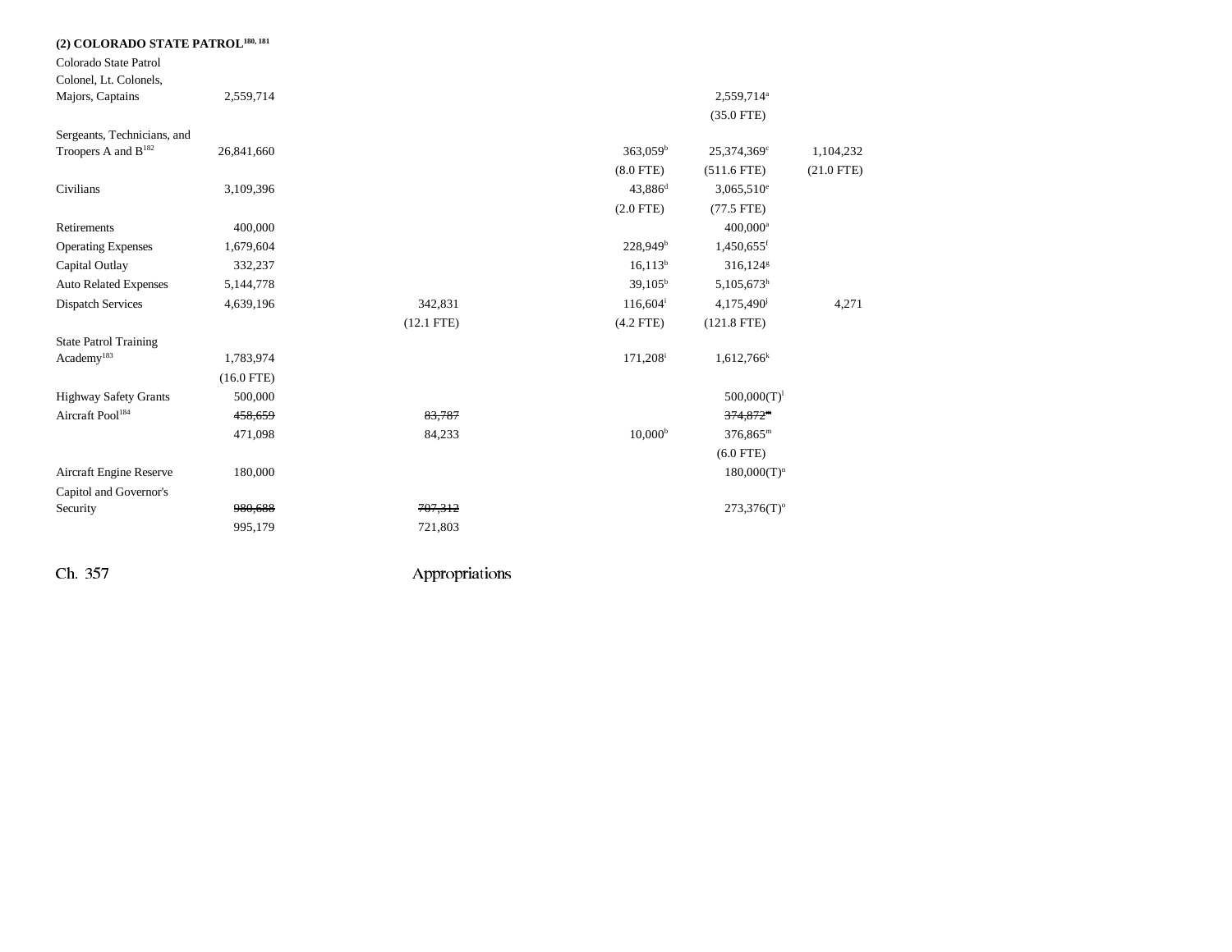## (2) COLORADO STATE PATROL[180, 181]

| | | | | | | |
|---|---|---|---|---|---|---|
| Colorado State Patrol Colonel, Lt. Colonels, Majors, Captains | 2,559,714 | | | | 2,559,714[a] | |
| | | | | | (35.0 FTE) | |
| Sergeants, Technicians, and Troopers A and B[182] | 26,841,660 | | | 363,059[b] | 25,374,369[c] | 1,104,232 |
| | | | | (8.0 FTE) | (511.6 FTE) | (21.0 FTE) |
| Civilians | 3,109,396 | | | 43,886[d] | 3,065,510[e] | |
| | | | | (2.0 FTE) | (77.5 FTE) | |
| Retirements | 400,000 | | | | 400,000[a] | |
| Operating Expenses | 1,679,604 | | | 228,949[b] | 1,450,655[f] | |
| Capital Outlay | 332,237 | | | 16,113[b] | 316,124[g] | |
| Auto Related Expenses | 5,144,778 | | | 39,105[b] | 5,105,673[h] | |
| Dispatch Services | 4,639,196 | 342,831 | | 116,604[i] | 4,175,490[j] | 4,271 |
| | | (12.1 FTE) | | (4.2 FTE) | (121.8 FTE) | |
| State Patrol Training Academy[183] | 1,783,974 | | | 171,208[i] | 1,612,766[k] | |
| | (16.0 FTE) | | | | | |
| Highway Safety Grants | 500,000 | | | | 500,000(T)[l] | |
| Aircraft Pool[184] | ~~458,659~~ | ~~83,787~~ | | | ~~374,872~~[m] | |
| | 471,098 | 84,233 | | 10,000[b] | 376,865[m] | |
| | | | | | (6.0 FTE) | |
| Aircraft Engine Reserve | 180,000 | | | | 180,000(T)[n] | |
| Capitol and Governor's Security | ~~980,688~~ | ~~707,312~~ | | | 273,376(T)[o] | |
| | 995,179 | 721,803 | | | | |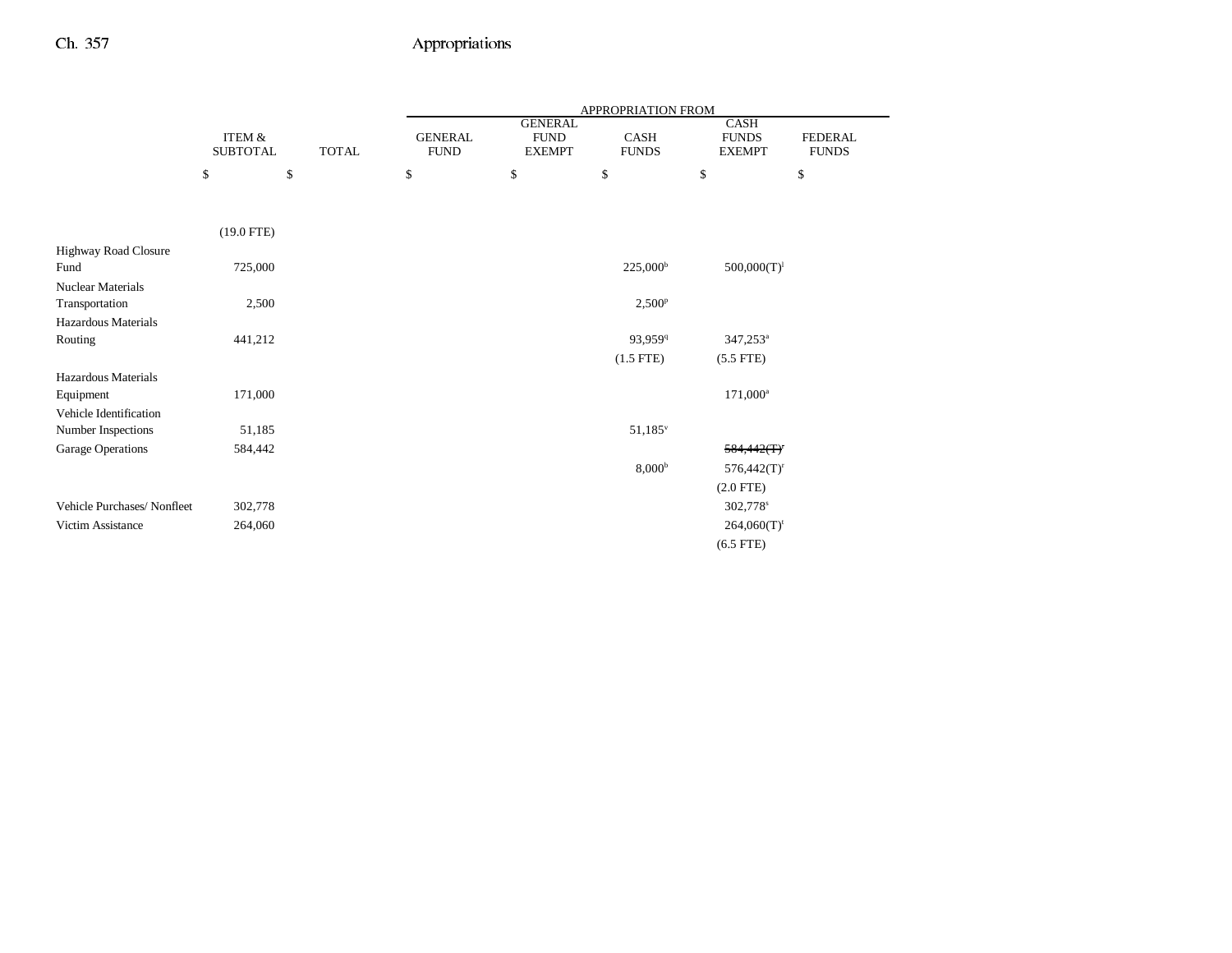| | ITEM & SUBTOTAL | TOTAL | GENERAL FUND | GENERAL FUND EXEMPT | CASH FUNDS | CASH FUNDS EXEMPT | FEDERAL FUNDS |
|---|---|---|---|---|---|---|---|
| | | | APPROPRIATION FROM | | | | |
| | $ | $ | $ | $ | $ | $ | $ |
| | (19.0 FTE) | | | | | | |
| Highway Road Closure Fund | 725,000 | | | | 225,000[b] | 500,000(T)[l] | |
| Nuclear Materials Transportation | 2,500 | | | | 2,500[p] | | |
| Hazardous Materials Routing | 441,212 | | | | 93,959[q] | 347,253[a] | |
| | | | | | (1.5 FTE) | (5.5 FTE) | |
| Hazardous Materials Equipment | 171,000 | | | | | 171,000[a] | |
| Vehicle Identification Number Inspections | 51,185 | | | | 51,185[v] | | |
| Garage Operations | 584,442 | | | | | ~~584,442(T)[r]~~ | |
| | | | | | 8,000[b] | 576,442(T)[r] | |
| | | | | | | (2.0 FTE) | |
| Vehicle Purchases/ Nonfleet | 302,778 | | | | | 302,778[s] | |
| Victim Assistance | 264,060 | | | | | 264,060(T)[t] | |
| | | | | | | (6.5 FTE) | |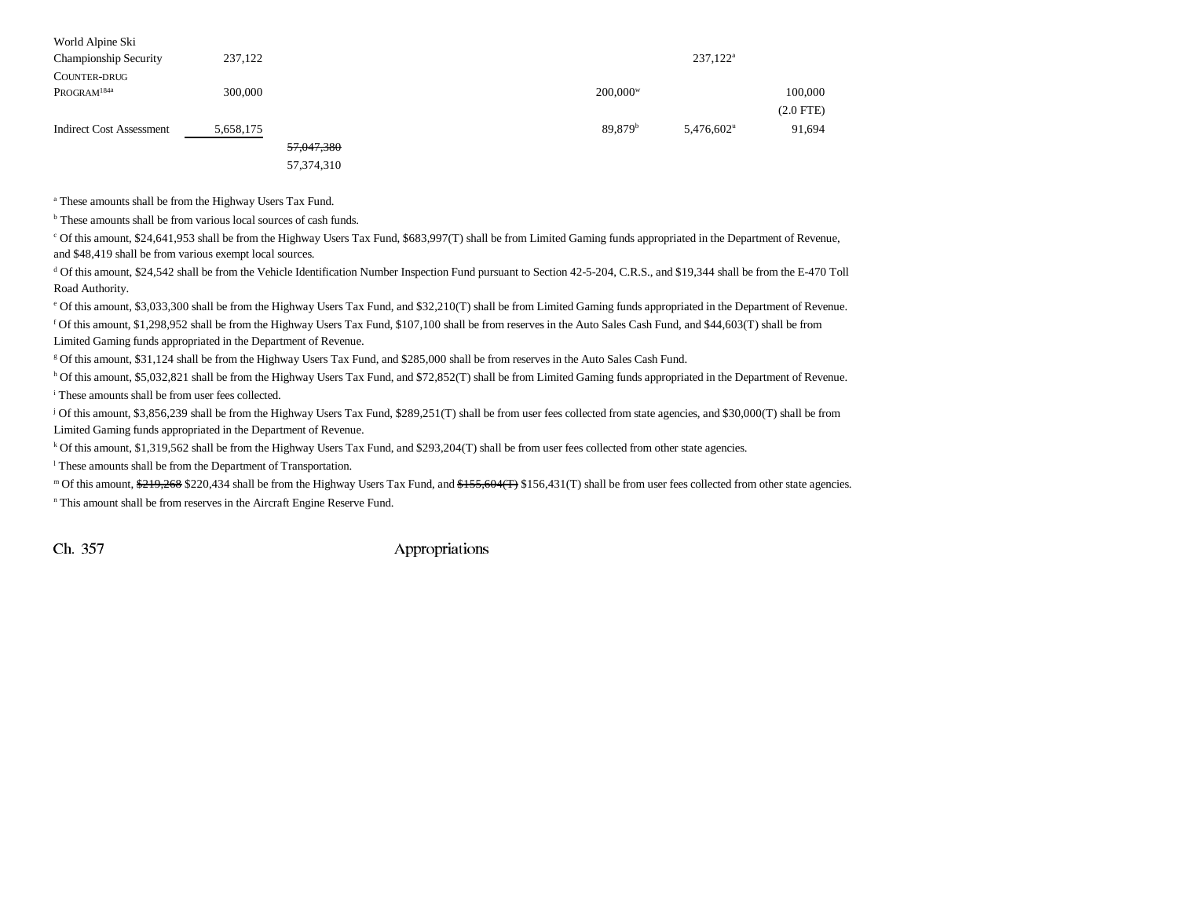| | | | | | | |
|---|---|---|---|---|---|---|
| World Alpine Ski Championship Security | 237,122 | | | | 237,122[a] | |
| COUNTER-DRUG PROGRAM[184a] | 300,000 | | | 200,000[w] | | 100,000 (2.0 FTE) |
| Indirect Cost Assessment | 5,658,175 | | | 89,879[b] | 5,476,602[u] | 91,694 |
| | | ~~57,047,380~~ 57,374,310 | | | | |

[a] These amounts shall be from the Highway Users Tax Fund.

[b] These amounts shall be from various local sources of cash funds.

[c] Of this amount, $24,641,953 shall be from the Highway Users Tax Fund, $683,997(T) shall be from Limited Gaming funds appropriated in the Department of Revenue, and $48,419 shall be from various exempt local sources.

[d] Of this amount, $24,542 shall be from the Vehicle Identification Number Inspection Fund pursuant to Section 42-5-204, C.R.S., and $19,344 shall be from the E-470 Toll Road Authority.

[e] Of this amount, $3,033,300 shall be from the Highway Users Tax Fund, and $32,210(T) shall be from Limited Gaming funds appropriated in the Department of Revenue.

[f] Of this amount, $1,298,952 shall be from the Highway Users Tax Fund, $107,100 shall be from reserves in the Auto Sales Cash Fund, and $44,603(T) shall be from Limited Gaming funds appropriated in the Department of Revenue.

[g] Of this amount, $31,124 shall be from the Highway Users Tax Fund, and $285,000 shall be from reserves in the Auto Sales Cash Fund.

[h] Of this amount, $5,032,821 shall be from the Highway Users Tax Fund, and $72,852(T) shall be from Limited Gaming funds appropriated in the Department of Revenue.

[i] These amounts shall be from user fees collected.

[j] Of this amount, $3,856,239 shall be from the Highway Users Tax Fund, $289,251(T) shall be from user fees collected from state agencies, and $30,000(T) shall be from Limited Gaming funds appropriated in the Department of Revenue.

[k] Of this amount, $1,319,562 shall be from the Highway Users Tax Fund, and $293,204(T) shall be from user fees collected from other state agencies.

[l] These amounts shall be from the Department of Transportation.

[m] Of this amount, ~~$219,268~~ $220,434 shall be from the Highway Users Tax Fund, and ~~$155,604(T)~~ $156,431(T) shall be from user fees collected from other state agencies.

[n] This amount shall be from reserves in the Aircraft Engine Reserve Fund.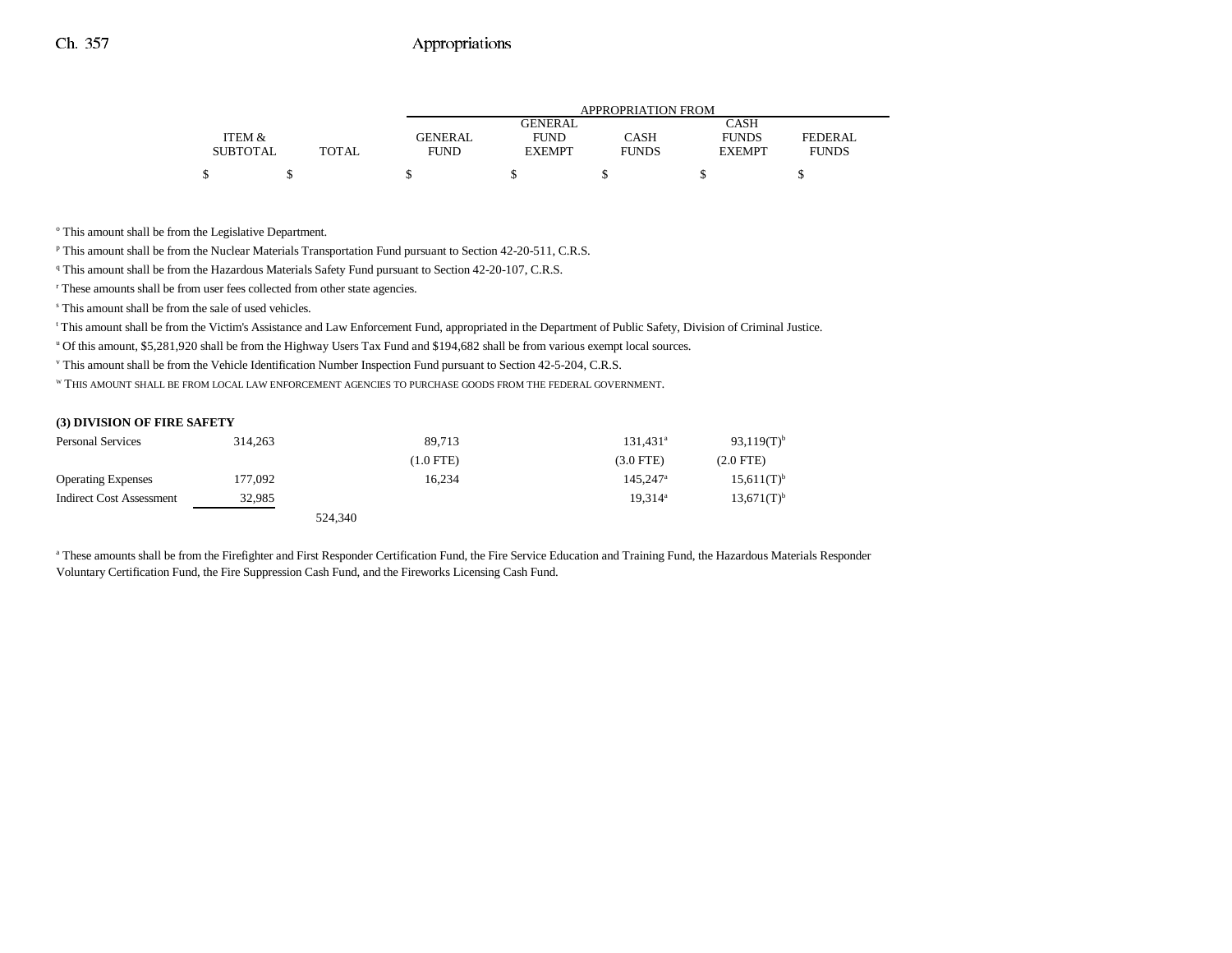| | ITEM & SUBTOTAL | TOTAL | GENERAL FUND | GENERAL FUND EXEMPT | CASH FUNDS | CASH FUNDS EXEMPT | FEDERAL FUNDS |
|---|---|---|---|---|---|---|---|
| | $ | $ | $ | $ | $ | $ | $ |

[o] This amount shall be from the Legislative Department.

[p] This amount shall be from the Nuclear Materials Transportation Fund pursuant to Section 42-20-511, C.R.S.

[q] This amount shall be from the Hazardous Materials Safety Fund pursuant to Section 42-20-107, C.R.S.

[r] These amounts shall be from user fees collected from other state agencies.

[s] This amount shall be from the sale of used vehicles.

[t] This amount shall be from the Victim's Assistance and Law Enforcement Fund, appropriated in the Department of Public Safety, Division of Criminal Justice.

[u] Of this amount, $5,281,920 shall be from the Highway Users Tax Fund and $194,682 shall be from various exempt local sources.

[v] This amount shall be from the Vehicle Identification Number Inspection Fund pursuant to Section 42-5-204, C.R.S.

[w] THIS AMOUNT SHALL BE FROM LOCAL LAW ENFORCEMENT AGENCIES TO PURCHASE GOODS FROM THE FEDERAL GOVERNMENT.

**(3) DIVISION OF FIRE SAFETY**

| | ITEM & SUBTOTAL | TOTAL | GENERAL FUND | GENERAL FUND EXEMPT | CASH FUNDS | CASH FUNDS EXEMPT | FEDERAL FUNDS |
|---|---|---|---|---|---|---|---|
| Personal Services | 314,263 | | 89,713 | | 131,431[a] | 93,119(T)[b] | |
| | | | (1.0 FTE) | | (3.0 FTE) | (2.0 FTE) | |
| Operating Expenses | 177,092 | | 16,234 | | 145,247[a] | 15,611(T)[b] | |
| Indirect Cost Assessment | 32,985 | | | | 19,314[a] | 13,671(T)[b] | |
| | | 524,340 | | | | | |

[a] These amounts shall be from the Firefighter and First Responder Certification Fund, the Fire Service Education and Training Fund, the Hazardous Materials Responder Voluntary Certification Fund, the Fire Suppression Cash Fund, and the Fireworks Licensing Cash Fund.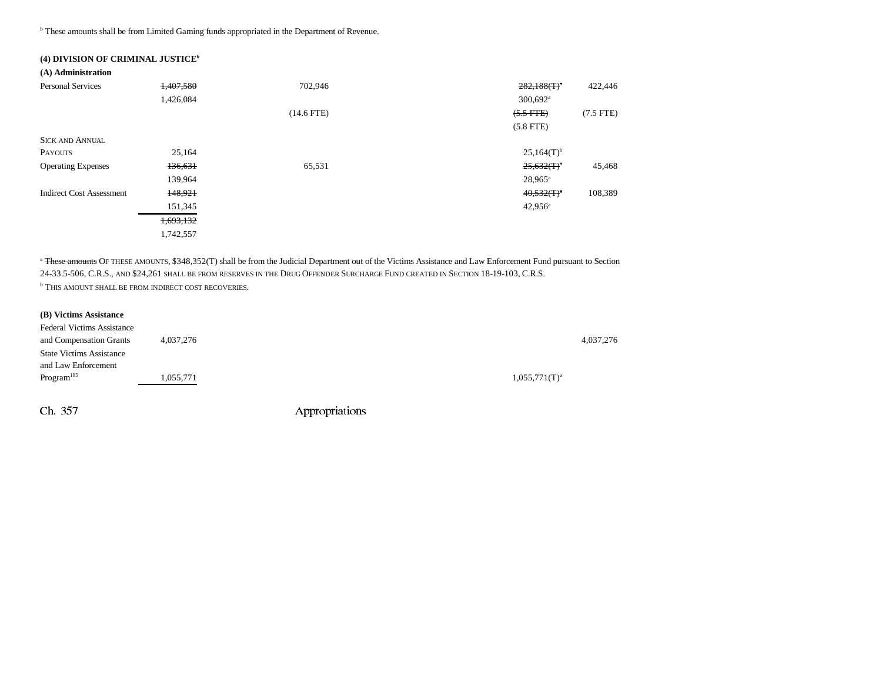[b] These amounts shall be from Limited Gaming funds appropriated in the Department of Revenue.

**(4) DIVISION OF CRIMINAL JUSTICE[6]**

**(A) Administration**

| | Total | General Fund | General Fund Exempt | Cash Funds | Cash Funds Exempt | Federal Funds |
|---|---|---|---|---|---|---|
| Personal Services | ~~1,407,580~~ 1,426,084 | 702,946 (14.6 FTE) | | | ~~282,188(T)[a]~~ 300,692[a] ~~(5.5 FTE)~~ (5.8 FTE) | 422,446 (7.5 FTE) |
| SICK AND ANNUAL PAYOUTS | 25,164 | | | | 25,164(T)[b] | |
| Operating Expenses | ~~136,631~~ 139,964 | 65,531 | | | ~~25,632(T)[a]~~ 28,965[a] | 45,468 |
| Indirect Cost Assessment | ~~148,921~~ 151,345 | | | | ~~40,532(T)[a]~~ 42,956[a] | 108,389 |
| | ~~1,693,132~~ 1,742,557 | | | | | |

[a] ~~These amounts~~ OF THESE AMOUNTS, $348,352(T) shall be from the Judicial Department out of the Victims Assistance and Law Enforcement Fund pursuant to Section 24-33.5-506, C.R.S., AND $24,261 SHALL BE FROM RESERVES IN THE DRUG OFFENDER SURCHARGE FUND CREATED IN SECTION 18-19-103, C.R.S.

[b] THIS AMOUNT SHALL BE FROM INDIRECT COST RECOVERIES.

**(B) Victims Assistance**

| | Total | General Fund | General Fund Exempt | Cash Funds | Cash Funds Exempt | Federal Funds |
|---|---|---|---|---|---|---|
| Federal Victims Assistance and Compensation Grants | 4,037,276 | | | | | 4,037,276 |
| State Victims Assistance and Law Enforcement Program[185] | 1,055,771 | | | | 1,055,771(T)[a] | |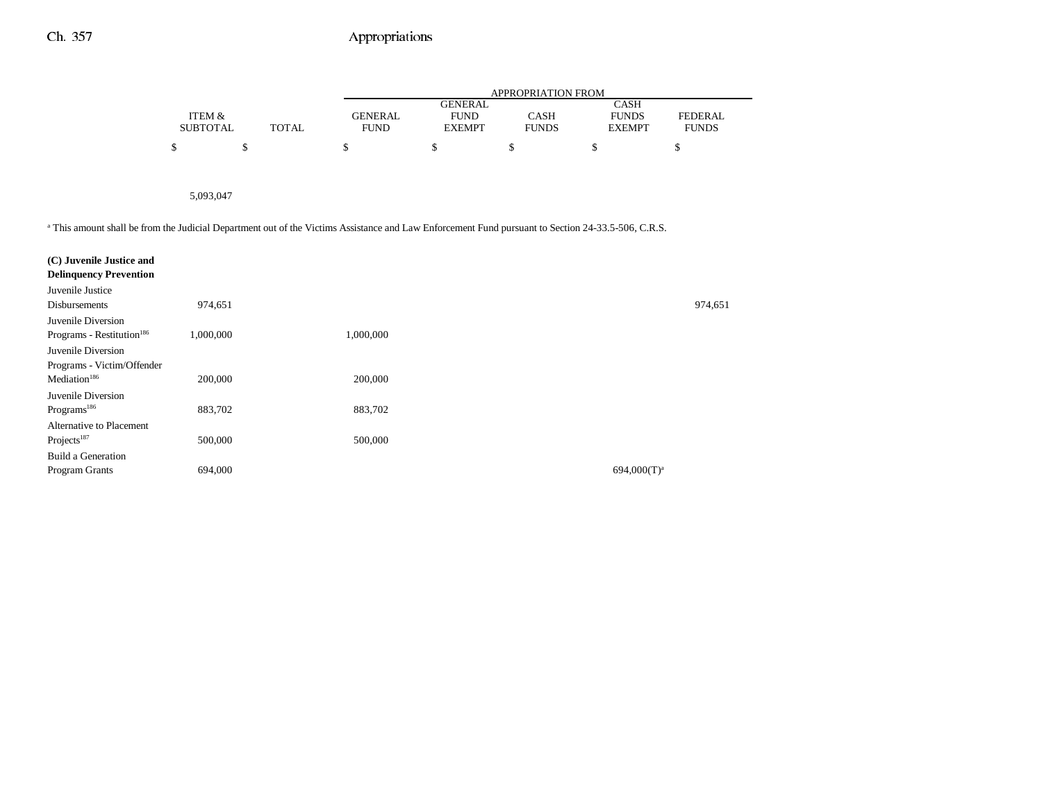| | ITEM & SUBTOTAL | TOTAL | GENERAL FUND | GENERAL FUND EXEMPT | CASH FUNDS | CASH FUNDS EXEMPT | FEDERAL FUNDS |
|---|---|---|---|---|---|---|---|
| | $ | $ | $ | $ | $ | $ | $ |
| | 5,093,047 | | | | | | |

[a] This amount shall be from the Judicial Department out of the Victims Assistance and Law Enforcement Fund pursuant to Section 24-33.5-506, C.R.S.

| | ITEM & SUBTOTAL | TOTAL | GENERAL FUND | GENERAL FUND EXEMPT | CASH FUNDS | CASH FUNDS EXEMPT | FEDERAL FUNDS |
|---|---|---|---|---|---|---|---|
| **(C) Juvenile Justice and Delinquency Prevention** | | | | | | | |
| Juvenile Justice Disbursements | 974,651 | | | | | | 974,651 |
| Juvenile Diversion Programs - Restitution[186] | 1,000,000 | | 1,000,000 | | | | |
| Juvenile Diversion Programs - Victim/Offender Mediation[186] | 200,000 | | 200,000 | | | | |
| Juvenile Diversion Programs[186] | 883,702 | | 883,702 | | | | |
| Alternative to Placement Projects[187] | 500,000 | | 500,000 | | | | |
| Build a Generation Program Grants | 694,000 | | | | | 694,000(T)[a] | |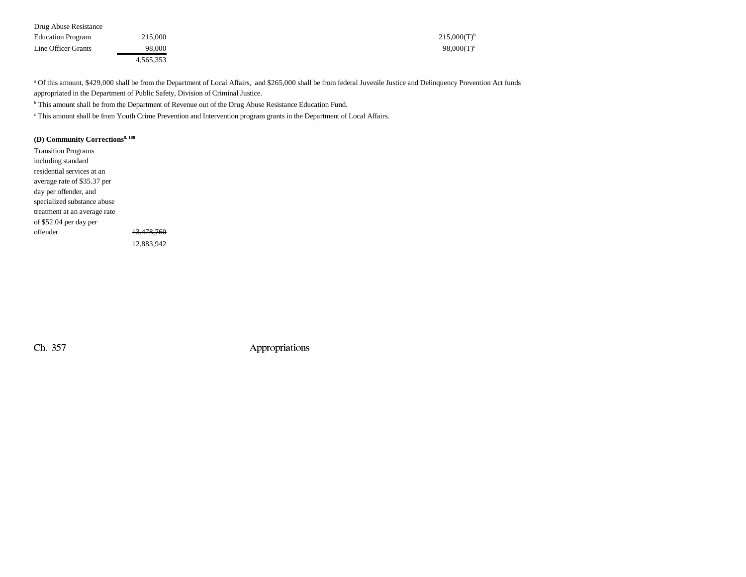| | | |
|---|---|---|
| Drug Abuse Resistance Education Program | 215,000 | 215,000(T)[b] |
| Line Officer Grants | 98,000 | 98,000(T)[c] |
| | 4,565,353 | |

[a] Of this amount, $429,000 shall be from the Department of Local Affairs, and $265,000 shall be from federal Juvenile Justice and Delinquency Prevention Act funds appropriated in the Department of Public Safety, Division of Criminal Justice.

[b] This amount shall be from the Department of Revenue out of the Drug Abuse Resistance Education Fund.

[c] This amount shall be from Youth Crime Prevention and Intervention program grants in the Department of Local Affairs.

**(D) Community Corrections**[8, 188]

| | |
|---|---|
| Transition Programs including standard residential services at an average rate of $35.37 per day per offender, and specialized substance abuse treatment at an average rate of $52.04 per day per offender | ~~13,478,760~~ 12,883,942 |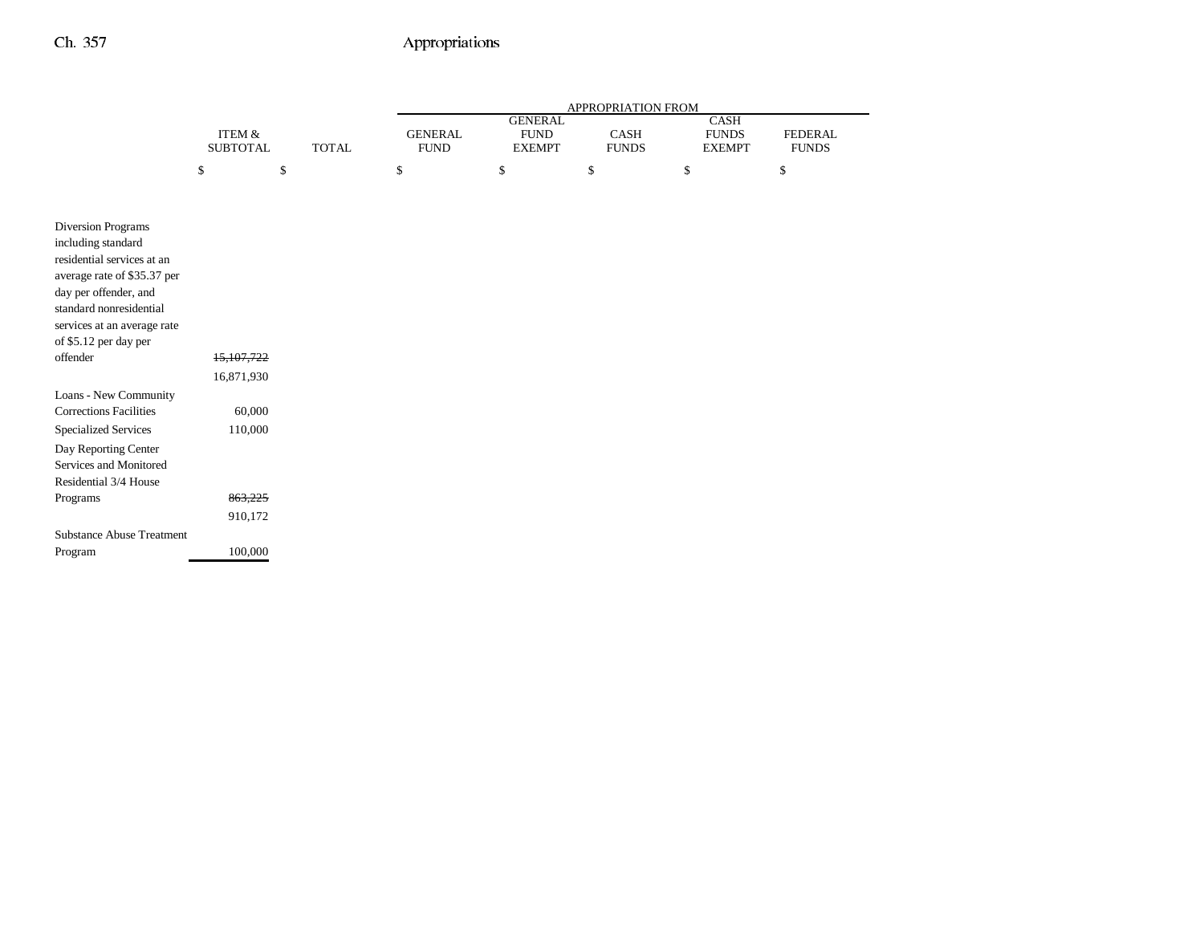| | ITEM & SUBTOTAL | TOTAL | APPROPRIATION FROM GENERAL FUND | GENERAL FUND EXEMPT | CASH FUNDS | CASH FUNDS EXEMPT | FEDERAL FUNDS |
|---|---|---|---|---|---|---|---|
| | $ | $ | $ | $ | $ | $ | $ |
| Diversion Programs including standard residential services at an average rate of $35.37 per day per offender, and standard nonresidential services at an average rate of $5.12 per day per offender | ~~15,107,722~~ 16,871,930 | | | | | | |
| Loans - New Community Corrections Facilities | 60,000 | | | | | | |
| Specialized Services | 110,000 | | | | | | |
| Day Reporting Center Services and Monitored Residential 3/4 House Programs | ~~863,225~~ 910,172 | | | | | | |
| Substance Abuse Treatment Program | 100,000 | | | | | | |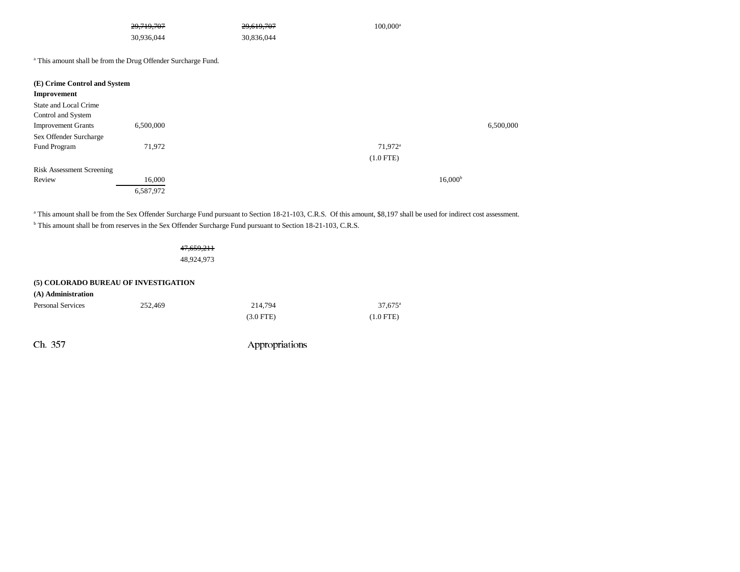| | | | | | |
|---|---|---|---|---|---|
| | ~~29,719,707~~ | ~~29,619,707~~ | 100,000[a] | | |
| | 30,936,044 | 30,836,044 | | | |

[a] This amount shall be from the Drug Offender Surcharge Fund.

**(E) Crime Control and System Improvement**

| | | | | | |
|---|---|---|---|---|---|
| State and Local Crime Control and System Improvement Grants | 6,500,000 | | | | 6,500,000 |
| Sex Offender Surcharge Fund Program | 71,972 | | 71,972[a] | | |
| | | | (1.0 FTE) | | |
| Risk Assessment Screening Review | 16,000 | | | 16,000[b] | |
| | 6,587,972 | | | | |

[a] This amount shall be from the Sex Offender Surcharge Fund pursuant to Section 18-21-103, C.R.S. Of this amount, $8,197 shall be used for indirect cost assessment.

[b] This amount shall be from reserves in the Sex Offender Surcharge Fund pursuant to Section 18-21-103, C.R.S.

~~47,659,211~~
48,924,973

**(5) COLORADO BUREAU OF INVESTIGATION**

**(A) Administration**

| | | | | | |
|---|---|---|---|---|---|
| Personal Services | 252,469 | 214,794 | 37,675[a] | | |
| | | (3.0 FTE) | (1.0 FTE) | | |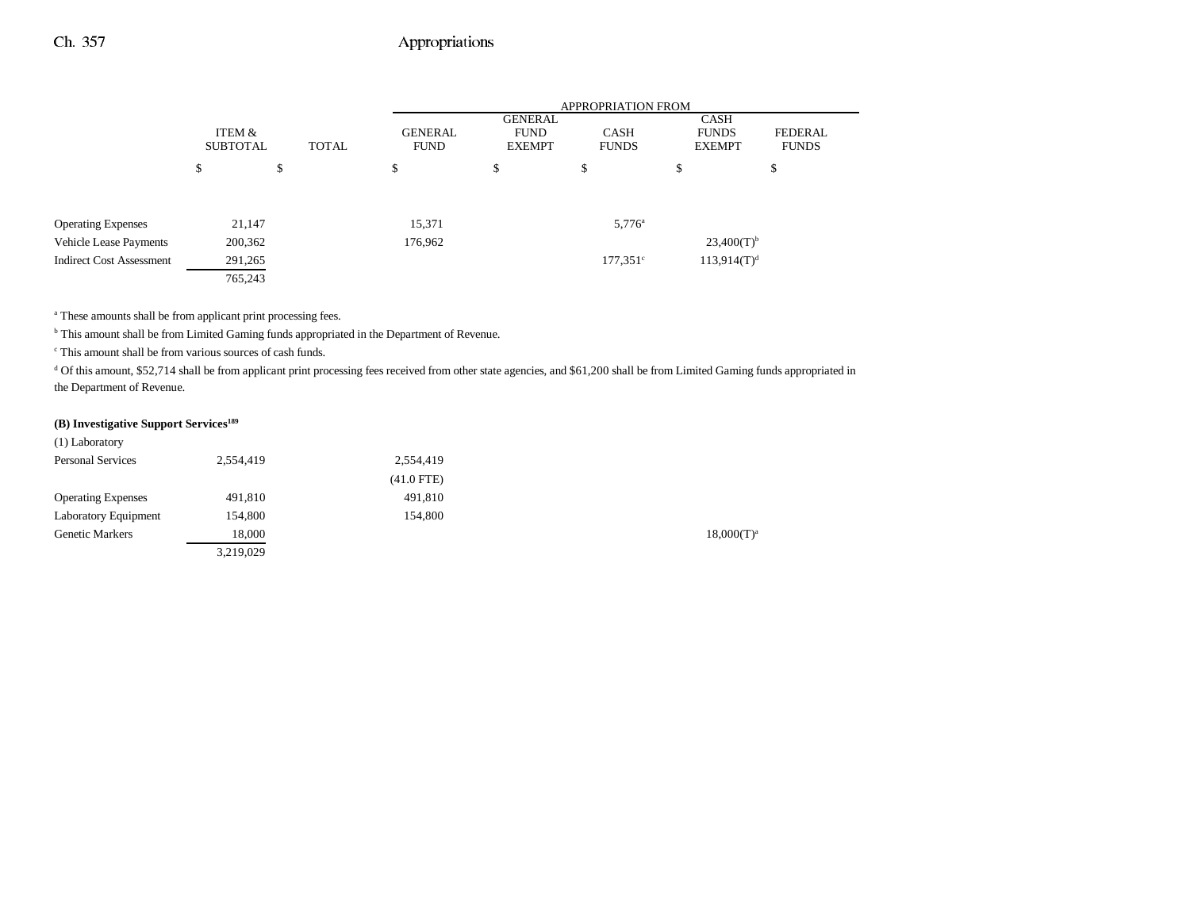| | ITEM & SUBTOTAL | TOTAL | GENERAL FUND | GENERAL FUND EXEMPT | CASH FUNDS | CASH FUNDS EXEMPT | FEDERAL FUNDS |
|---|---|---|---|---|---|---|---|
| | $ | $ | $ | $ | $ | $ | $ |
| Operating Expenses | 21,147 | | 15,371 | | 5,776[a] | | |
| Vehicle Lease Payments | 200,362 | | 176,962 | | | 23,400(T)[b] | |
| Indirect Cost Assessment | 291,265 | | | | 177,351[c] | 113,914(T)[d] | |
| | 765,243 | | | | | | |

[a] These amounts shall be from applicant print processing fees.

[b] This amount shall be from Limited Gaming funds appropriated in the Department of Revenue.

[c] This amount shall be from various sources of cash funds.

[d] Of this amount, $52,714 shall be from applicant print processing fees received from other state agencies, and $61,200 shall be from Limited Gaming funds appropriated in the Department of Revenue.

**(B) Investigative Support Services[189]**

| | ITEM & SUBTOTAL | TOTAL | GENERAL FUND | GENERAL FUND EXEMPT | CASH FUNDS | CASH FUNDS EXEMPT | FEDERAL FUNDS |
|---|---|---|---|---|---|---|---|
| (1) Laboratory | | | | | | | |
| Personal Services | 2,554,419 | | 2,554,419 | | | | |
| | | | (41.0 FTE) | | | | |
| Operating Expenses | 491,810 | | 491,810 | | | | |
| Laboratory Equipment | 154,800 | | 154,800 | | | | |
| Genetic Markers | 18,000 | | | | | 18,000(T)[a] | |
| | 3,219,029 | | | | | | |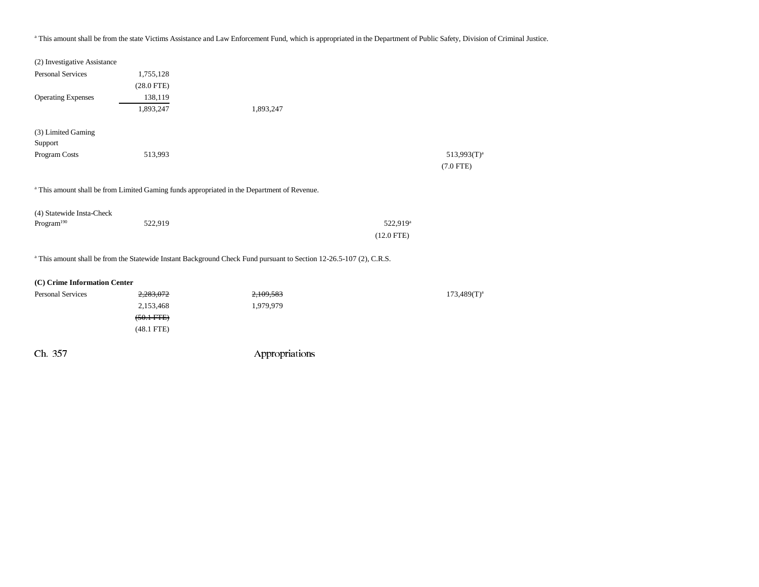[a] This amount shall be from the state Victims Assistance and Law Enforcement Fund, which is appropriated in the Department of Public Safety, Division of Criminal Justice.

| | | | | |
|---|---|---|---|---|
| (2) Investigative Assistance | | | | |
| Personal Services | 1,755,128 | | | |
| | (28.0 FTE) | | | |
| Operating Expenses | 138,119 | | | |
| | 1,893,247 | 1,893,247 | | |
| | | | | |
| (3) Limited Gaming Support | | | | |
| Program Costs | 513,993 | | | 513,993(T)[a] |
| | | | | (7.0 FTE) |

[a] This amount shall be from Limited Gaming funds appropriated in the Department of Revenue.

| | | | | |
|---|---|---|---|---|
| (4) Statewide Insta-Check Program[190] | 522,919 | | 522,919[a] | |
| | | | (12.0 FTE) | |

[a] This amount shall be from the Statewide Instant Background Check Fund pursuant to Section 12-26.5-107 (2), C.R.S.

**(C) Crime Information Center**

| | | | | |
|---|---|---|---|---|
| Personal Services | ~~2,283,072~~ | ~~2,109,583~~ | | 173,489(T)[a] |
| | 2,153,468 | 1,979,979 | | |
| | ~~(50.1 FTE)~~ | | | |
| | (48.1 FTE) | | | |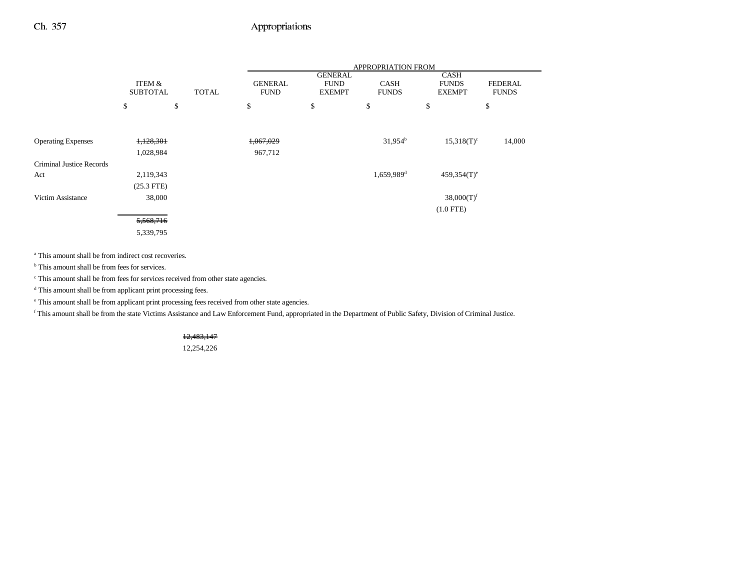|  | ITEM & SUBTOTAL | TOTAL | GENERAL FUND | GENERAL FUND EXEMPT | CASH FUNDS | CASH FUNDS EXEMPT | FEDERAL FUNDS |
|---|---|---|---|---|---|---|---|
|  |  |  | APPROPRIATION FROM |  |  |  |  |
|  | $ | $ | $ | $ | $ | $ | $ |
| Operating Expenses | ~~1,128,301~~ 1,028,984 |  | ~~1,067,029~~ 967,712 |  | 31,954[b] | 15,318(T)[c] | 14,000 |
| Criminal Justice Records Act | 2,119,343 (25.3 FTE) |  |  |  | 1,659,989[d] | 459,354(T)[e] |  |
| Victim Assistance | 38,000 |  |  |  |  | 38,000(T)[f] (1.0 FTE) |  |
|  | ~~5,568,716~~ 5,339,795 |  |  |  |  |  |  |

[a] This amount shall be from indirect cost recoveries.

[b] This amount shall be from fees for services.

[c] This amount shall be from fees for services received from other state agencies.

[d] This amount shall be from applicant print processing fees.

[e] This amount shall be from applicant print processing fees received from other state agencies.

[f] This amount shall be from the state Victims Assistance and Law Enforcement Fund, appropriated in the Department of Public Safety, Division of Criminal Justice.

| | TOTAL |
|---|---|
| | ~~12,483,147~~ 12,254,226 |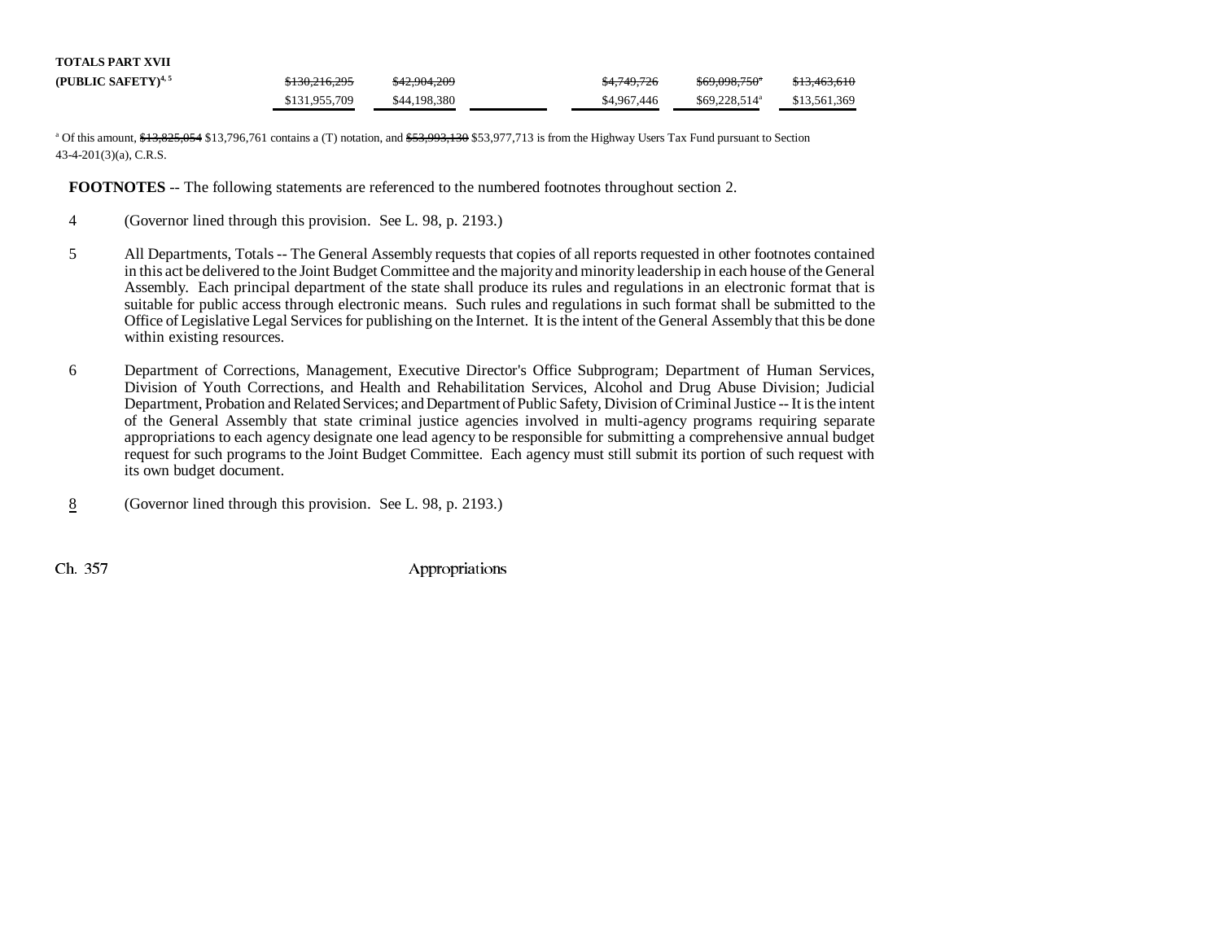| | | | | | | |
|---|---|---|---|---|---|---|
| **TOTALS PART XVII (PUBLIC SAFETY)**[4, 5] | ~~$130,216,295~~ | ~~$42,904,209~~ | | ~~$4,749,726~~ | ~~$69,098,750~~[a] | ~~$13,463,610~~ |
| | $131,955,709 | $44,198,380 | | $4,967,446 | $69,228,514[a] | $13,561,369 |

[a] Of this amount, ~~$13,825,054~~ $13,796,761 contains a (T) notation, and ~~$53,993,130~~ $53,977,713 is from the Highway Users Tax Fund pursuant to Section 43-4-201(3)(a), C.R.S.

**FOOTNOTES** -- The following statements are referenced to the numbered footnotes throughout section 2.

4 (Governor lined through this provision. See L. 98, p. 2193.)

5 All Departments, Totals -- The General Assembly requests that copies of all reports requested in other footnotes contained in this act be delivered to the Joint Budget Committee and the majority and minority leadership in each house of the General Assembly. Each principal department of the state shall produce its rules and regulations in an electronic format that is suitable for public access through electronic means. Such rules and regulations in such format shall be submitted to the Office of Legislative Legal Services for publishing on the Internet. It is the intent of the General Assembly that this be done within existing resources.

6 Department of Corrections, Management, Executive Director's Office Subprogram; Department of Human Services, Division of Youth Corrections, and Health and Rehabilitation Services, Alcohol and Drug Abuse Division; Judicial Department, Probation and Related Services; and Department of Public Safety, Division of Criminal Justice -- It is the intent of the General Assembly that state criminal justice agencies involved in multi-agency programs requiring separate appropriations to each agency designate one lead agency to be responsible for submitting a comprehensive annual budget request for such programs to the Joint Budget Committee. Each agency must still submit its portion of such request with its own budget document.

8 (Governor lined through this provision. See L. 98, p. 2193.)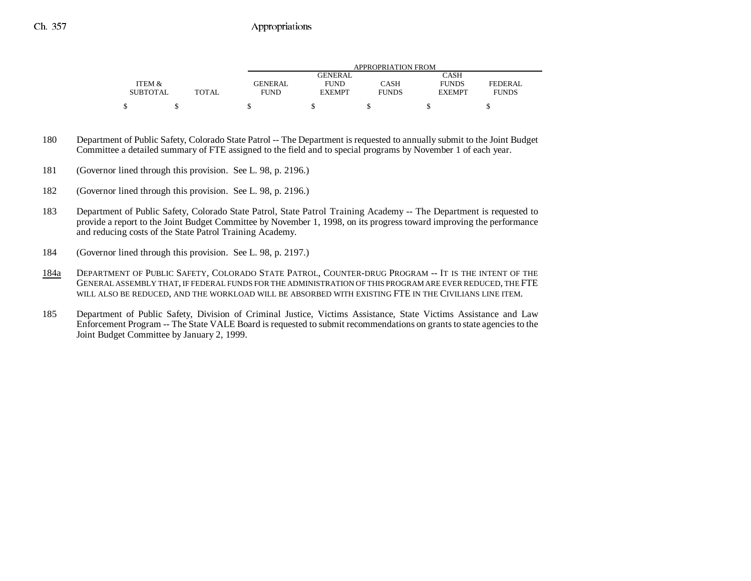| ITEM & SUBTOTAL | TOTAL | GENERAL FUND | GENERAL FUND EXEMPT | CASH FUNDS | CASH FUNDS EXEMPT | FEDERAL FUNDS |
|---|---|---|---|---|---|---|
| | | APPROPRIATION FROM | | | | |
| $ | $ | $ | $ | $ | $ | $ |

180 Department of Public Safety, Colorado State Patrol -- The Department is requested to annually submit to the Joint Budget Committee a detailed summary of FTE assigned to the field and to special programs by November 1 of each year.

181 (Governor lined through this provision. See L. 98, p. 2196.)

182 (Governor lined through this provision. See L. 98, p. 2196.)

183 Department of Public Safety, Colorado State Patrol, State Patrol Training Academy -- The Department is requested to provide a report to the Joint Budget Committee by November 1, 1998, on its progress toward improving the performance and reducing costs of the State Patrol Training Academy.

184 (Governor lined through this provision. See L. 98, p. 2197.)

184a DEPARTMENT OF PUBLIC SAFETY, COLORADO STATE PATROL, COUNTER-DRUG PROGRAM -- IT IS THE INTENT OF THE GENERAL ASSEMBLY THAT, IF FEDERAL FUNDS FOR THE ADMINISTRATION OF THIS PROGRAM ARE EVER REDUCED, THE FTE WILL ALSO BE REDUCED, AND THE WORKLOAD WILL BE ABSORBED WITH EXISTING FTE IN THE CIVILIANS LINE ITEM.

185 Department of Public Safety, Division of Criminal Justice, Victims Assistance, State Victims Assistance and Law Enforcement Program -- The State VALE Board is requested to submit recommendations on grants to state agencies to the Joint Budget Committee by January 2, 1999.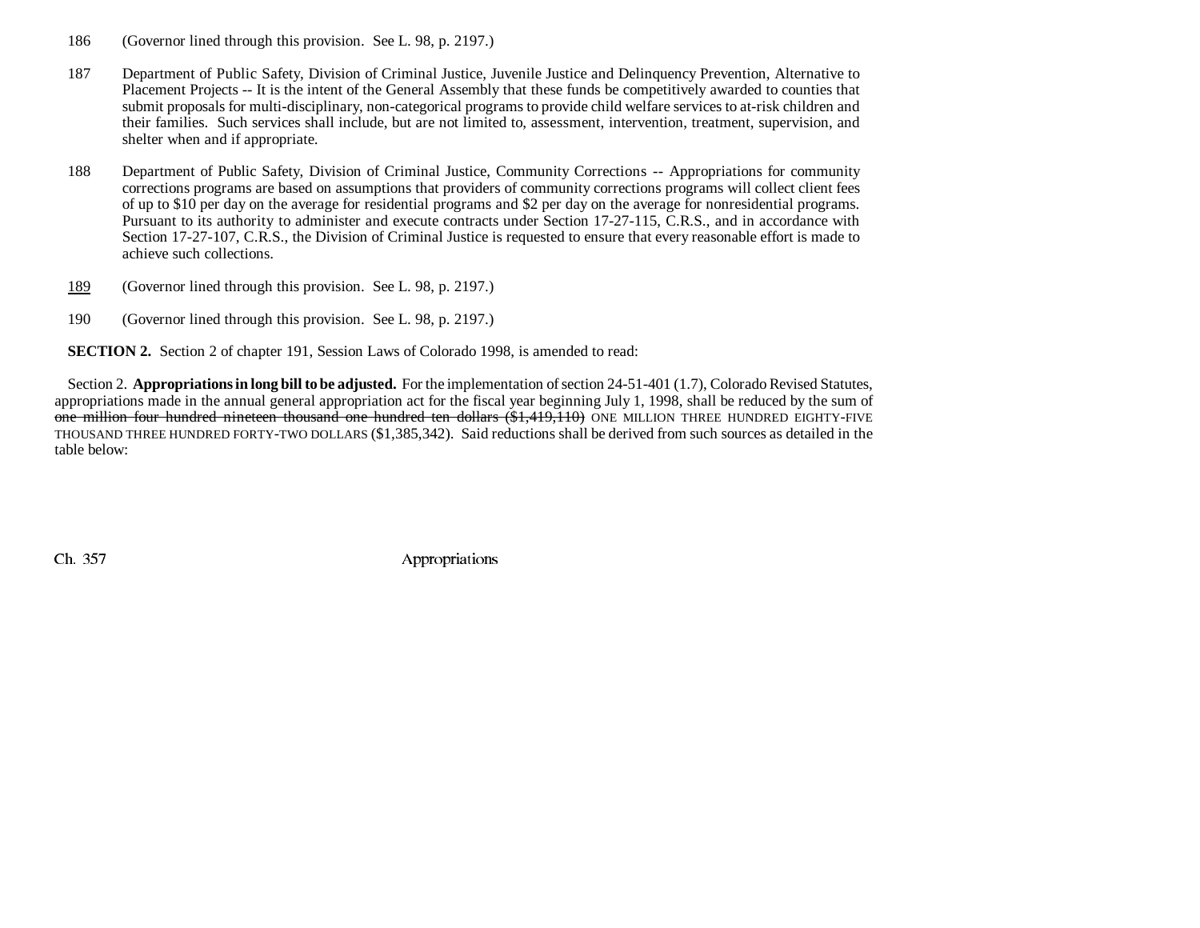186 (Governor lined through this provision. See L. 98, p. 2197.)

187 Department of Public Safety, Division of Criminal Justice, Juvenile Justice and Delinquency Prevention, Alternative to Placement Projects -- It is the intent of the General Assembly that these funds be competitively awarded to counties that submit proposals for multi-disciplinary, non-categorical programs to provide child welfare services to at-risk children and their families. Such services shall include, but are not limited to, assessment, intervention, treatment, supervision, and shelter when and if appropriate.

188 Department of Public Safety, Division of Criminal Justice, Community Corrections -- Appropriations for community corrections programs are based on assumptions that providers of community corrections programs will collect client fees of up to $10 per day on the average for residential programs and $2 per day on the average for nonresidential programs. Pursuant to its authority to administer and execute contracts under Section 17-27-115, C.R.S., and in accordance with Section 17-27-107, C.R.S., the Division of Criminal Justice is requested to ensure that every reasonable effort is made to achieve such collections.

189 (Governor lined through this provision. See L. 98, p. 2197.)

190 (Governor lined through this provision. See L. 98, p. 2197.)

**SECTION 2.** Section 2 of chapter 191, Session Laws of Colorado 1998, is amended to read:

Section 2. **Appropriations in long bill to be adjusted.** For the implementation of section 24-51-401 (1.7), Colorado Revised Statutes, appropriations made in the annual general appropriation act for the fiscal year beginning July 1, 1998, shall be reduced by the sum of ~~one million four hundred nineteen thousand one hundred ten dollars ($1,419,110)~~ ONE MILLION THREE HUNDRED EIGHTY-FIVE THOUSAND THREE HUNDRED FORTY-TWO DOLLARS ($1,385,342). Said reductions shall be derived from such sources as detailed in the table below: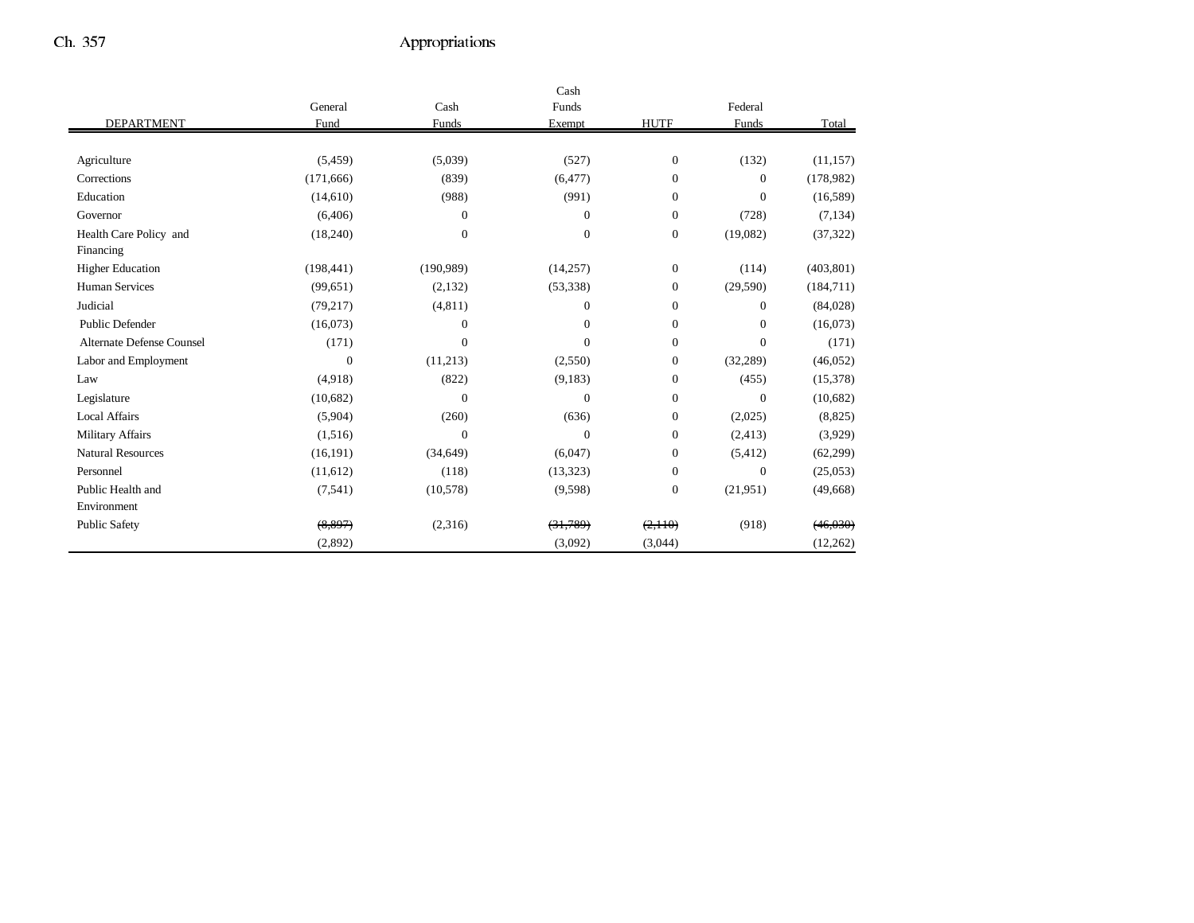| DEPARTMENT | General Fund | Cash Funds | Cash Funds Exempt | HUTF | Federal Funds | Total |
|---|---|---|---|---|---|---|
| Agriculture | (5,459) | (5,039) | (527) | 0 | (132) | (11,157) |
| Corrections | (171,666) | (839) | (6,477) | 0 | 0 | (178,982) |
| Education | (14,610) | (988) | (991) | 0 | 0 | (16,589) |
| Governor | (6,406) | 0 | 0 | 0 | (728) | (7,134) |
| Health Care Policy and Financing | (18,240) | 0 | 0 | 0 | (19,082) | (37,322) |
| Higher Education | (198,441) | (190,989) | (14,257) | 0 | (114) | (403,801) |
| Human Services | (99,651) | (2,132) | (53,338) | 0 | (29,590) | (184,711) |
| Judicial | (79,217) | (4,811) | 0 | 0 | 0 | (84,028) |
| Public Defender | (16,073) | 0 | 0 | 0 | 0 | (16,073) |
| Alternate Defense Counsel | (171) | 0 | 0 | 0 | 0 | (171) |
| Labor and Employment | 0 | (11,213) | (2,550) | 0 | (32,289) | (46,052) |
| Law | (4,918) | (822) | (9,183) | 0 | (455) | (15,378) |
| Legislature | (10,682) | 0 | 0 | 0 | 0 | (10,682) |
| Local Affairs | (5,904) | (260) | (636) | 0 | (2,025) | (8,825) |
| Military Affairs | (1,516) | 0 | 0 | 0 | (2,413) | (3,929) |
| Natural Resources | (16,191) | (34,649) | (6,047) | 0 | (5,412) | (62,299) |
| Personnel | (11,612) | (118) | (13,323) | 0 | 0 | (25,053) |
| Public Health and Environment | (7,541) | (10,578) | (9,598) | 0 | (21,951) | (49,668) |
| Public Safety | ~~(8,897)~~ (2,892) | (2,316) | ~~(31,789)~~ (3,092) | ~~(2,110)~~ (3,044) | (918) | ~~(46,030)~~ (12,262) |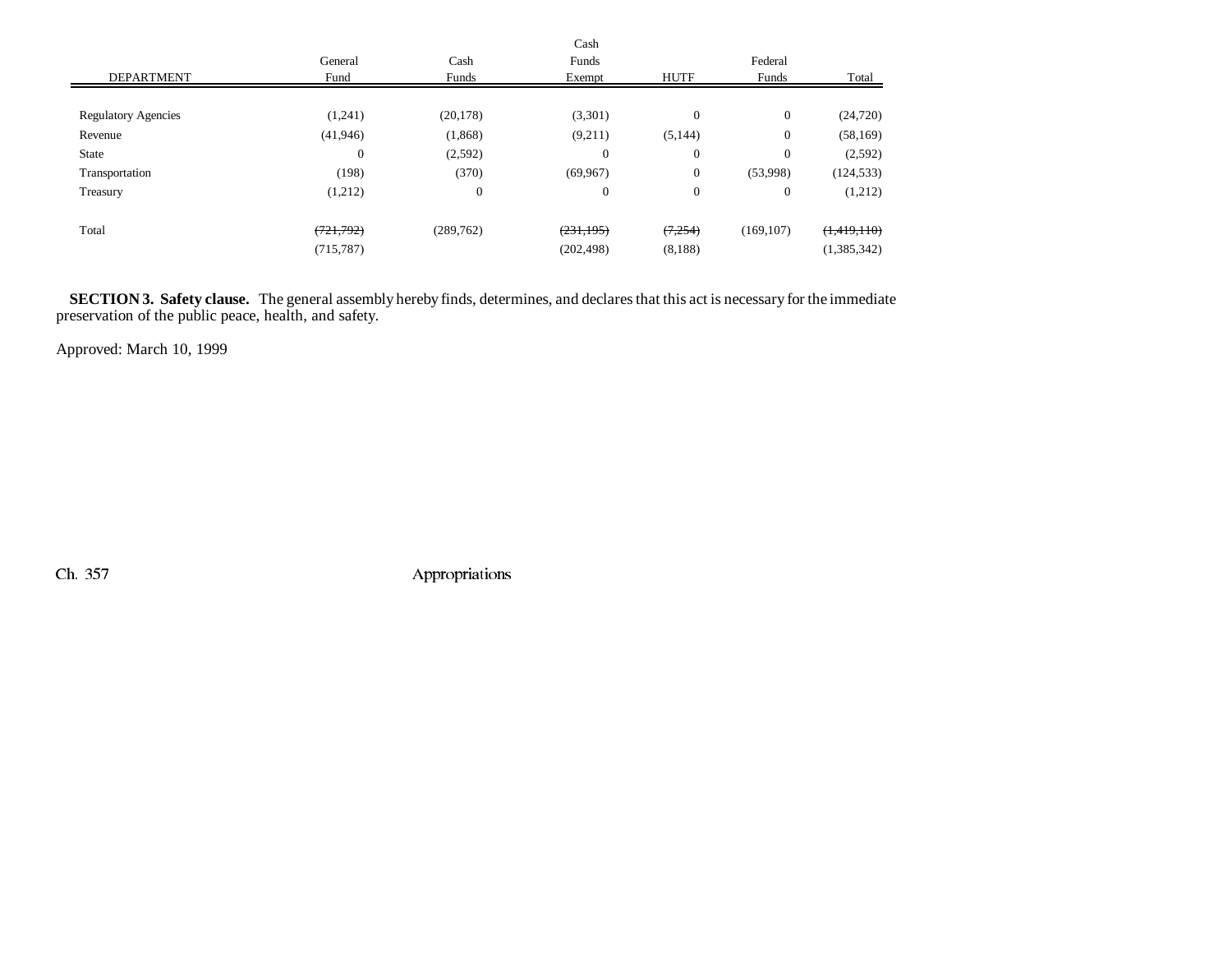| DEPARTMENT | General Fund | Cash Funds | Cash Funds Exempt | HUTF | Federal Funds | Total |
|---|---|---|---|---|---|---|
| Regulatory Agencies | (1,241) | (20,178) | (3,301) | 0 | 0 | (24,720) |
| Revenue | (41,946) | (1,868) | (9,211) | (5,144) | 0 | (58,169) |
| State | 0 | (2,592) | 0 | 0 | 0 | (2,592) |
| Transportation | (198) | (370) | (69,967) | 0 | (53,998) | (124,533) |
| Treasury | (1,212) | 0 | 0 | 0 | 0 | (1,212) |
| Total | ~~(721,792)~~ | (289,762) | ~~(231,195)~~ | ~~(7,254)~~ | (169,107) | ~~(1,419,110)~~ |
| | (715,787) | | (202,498) | (8,188) | | (1,385,342) |

**SECTION 3. Safety clause.** The general assembly hereby finds, determines, and declares that this act is necessary for the immediate preservation of the public peace, health, and safety.

Approved: March 10, 1999